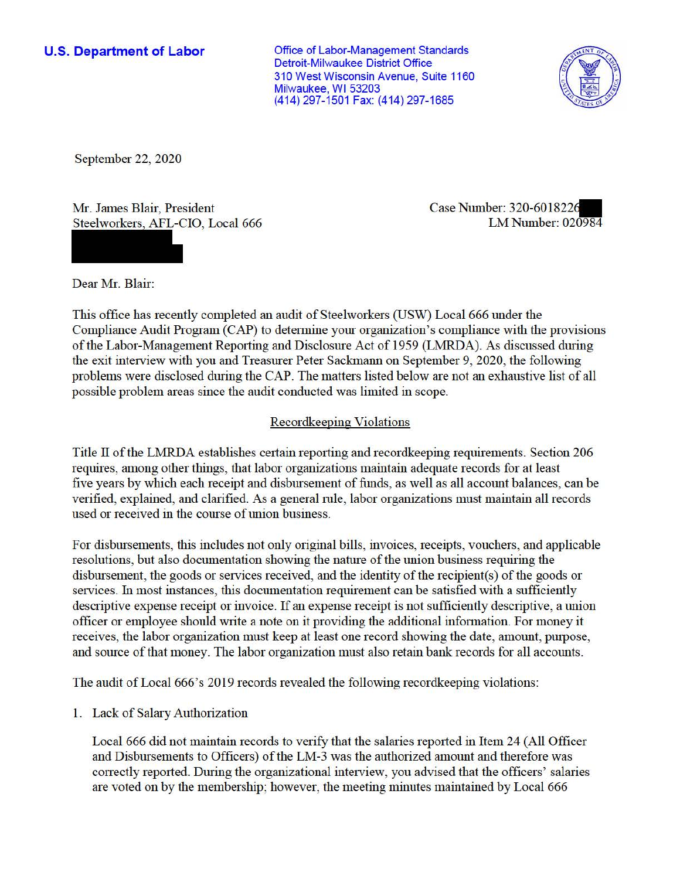**U.S. Department of Labor**

Office of Labor-Management Standards
Detroit-Milwaukee District Office
310 West Wisconsin Avenue, Suite 1160
Milwaukee, WI 53203
(414) 297-1501 Fax: (414) 297-1685

September 22, 2020

Mr. James Blair, President
Steelworkers, AFL-CIO, Local 666

Case Number: 320-6018226
LM Number: 020984

Dear Mr. Blair:

This office has recently completed an audit of Steelworkers (USW) Local 666 under the Compliance Audit Program (CAP) to determine your organization's compliance with the provisions of the Labor-Management Reporting and Disclosure Act of 1959 (LMRDA). As discussed during the exit interview with you and Treasurer Peter Sackmann on September 9, 2020, the following problems were disclosed during the CAP. The matters listed below are not an exhaustive list of all possible problem areas since the audit conducted was limited in scope.

## Recordkeeping Violations

Title II of the LMRDA establishes certain reporting and recordkeeping requirements. Section 206 requires, among other things, that labor organizations maintain adequate records for at least five years by which each receipt and disbursement of funds, as well as all account balances, can be verified, explained, and clarified. As a general rule, labor organizations must maintain all records used or received in the course of union business.

For disbursements, this includes not only original bills, invoices, receipts, vouchers, and applicable resolutions, but also documentation showing the nature of the union business requiring the disbursement, the goods or services received, and the identity of the recipient(s) of the goods or services. In most instances, this documentation requirement can be satisfied with a sufficiently descriptive expense receipt or invoice. If an expense receipt is not sufficiently descriptive, a union officer or employee should write a note on it providing the additional information. For money it receives, the labor organization must keep at least one record showing the date, amount, purpose, and source of that money. The labor organization must also retain bank records for all accounts.

The audit of Local 666's 2019 records revealed the following recordkeeping violations:

1. Lack of Salary Authorization

   Local 666 did not maintain records to verify that the salaries reported in Item 24 (All Officer and Disbursements to Officers) of the LM-3 was the authorized amount and therefore was correctly reported. During the organizational interview, you advised that the officers' salaries are voted on by the membership; however, the meeting minutes maintained by Local 666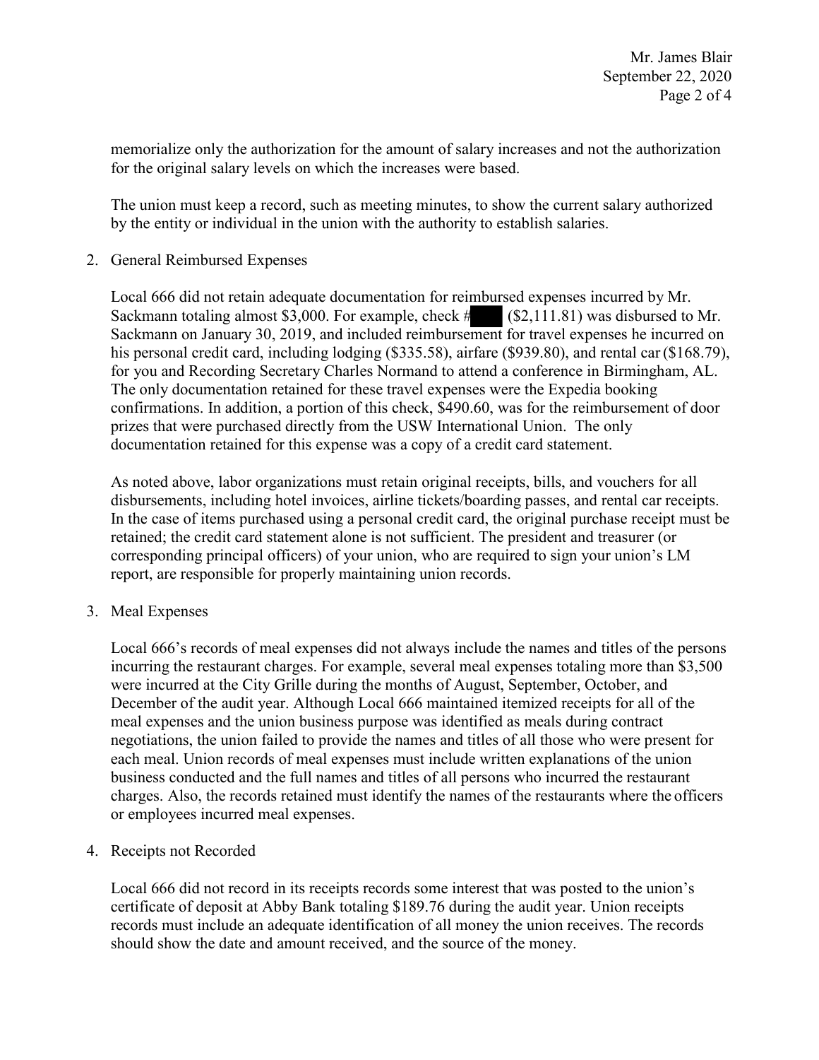memorialize only the authorization for the amount of salary increases and not the authorization for the original salary levels on which the increases were based.

The union must keep a record, such as meeting minutes, to show the current salary authorized by the entity or individual in the union with the authority to establish salaries.

2. General Reimbursed Expenses

   Local 666 did not retain adequate documentation for reimbursed expenses incurred by Mr. Sackmann totaling almost $3,000. For example, check # ($2,111.81) was disbursed to Mr. Sackmann on January 30, 2019, and included reimbursement for travel expenses he incurred on his personal credit card, including lodging ($335.58), airfare ($939.80), and rental car ($168.79), for you and Recording Secretary Charles Normand to attend a conference in Birmingham, AL. The only documentation retained for these travel expenses were the Expedia booking confirmations. In addition, a portion of this check, $490.60, was for the reimbursement of door prizes that were purchased directly from the USW International Union. The only documentation retained for this expense was a copy of a credit card statement.

   As noted above, labor organizations must retain original receipts, bills, and vouchers for all disbursements, including hotel invoices, airline tickets/boarding passes, and rental car receipts. In the case of items purchased using a personal credit card, the original purchase receipt must be retained; the credit card statement alone is not sufficient. The president and treasurer (or corresponding principal officers) of your union, who are required to sign your union's LM report, are responsible for properly maintaining union records.

3. Meal Expenses

   Local 666's records of meal expenses did not always include the names and titles of the persons incurring the restaurant charges. For example, several meal expenses totaling more than $3,500 were incurred at the City Grille during the months of August, September, October, and December of the audit year. Although Local 666 maintained itemized receipts for all of the meal expenses and the union business purpose was identified as meals during contract negotiations, the union failed to provide the names and titles of all those who were present for each meal. Union records of meal expenses must include written explanations of the union business conducted and the full names and titles of all persons who incurred the restaurant charges. Also, the records retained must identify the names of the restaurants where the officers or employees incurred meal expenses.

4. Receipts not Recorded

   Local 666 did not record in its receipts records some interest that was posted to the union's certificate of deposit at Abby Bank totaling $189.76 during the audit year. Union receipts records must include an adequate identification of all money the union receives. The records should show the date and amount received, and the source of the money.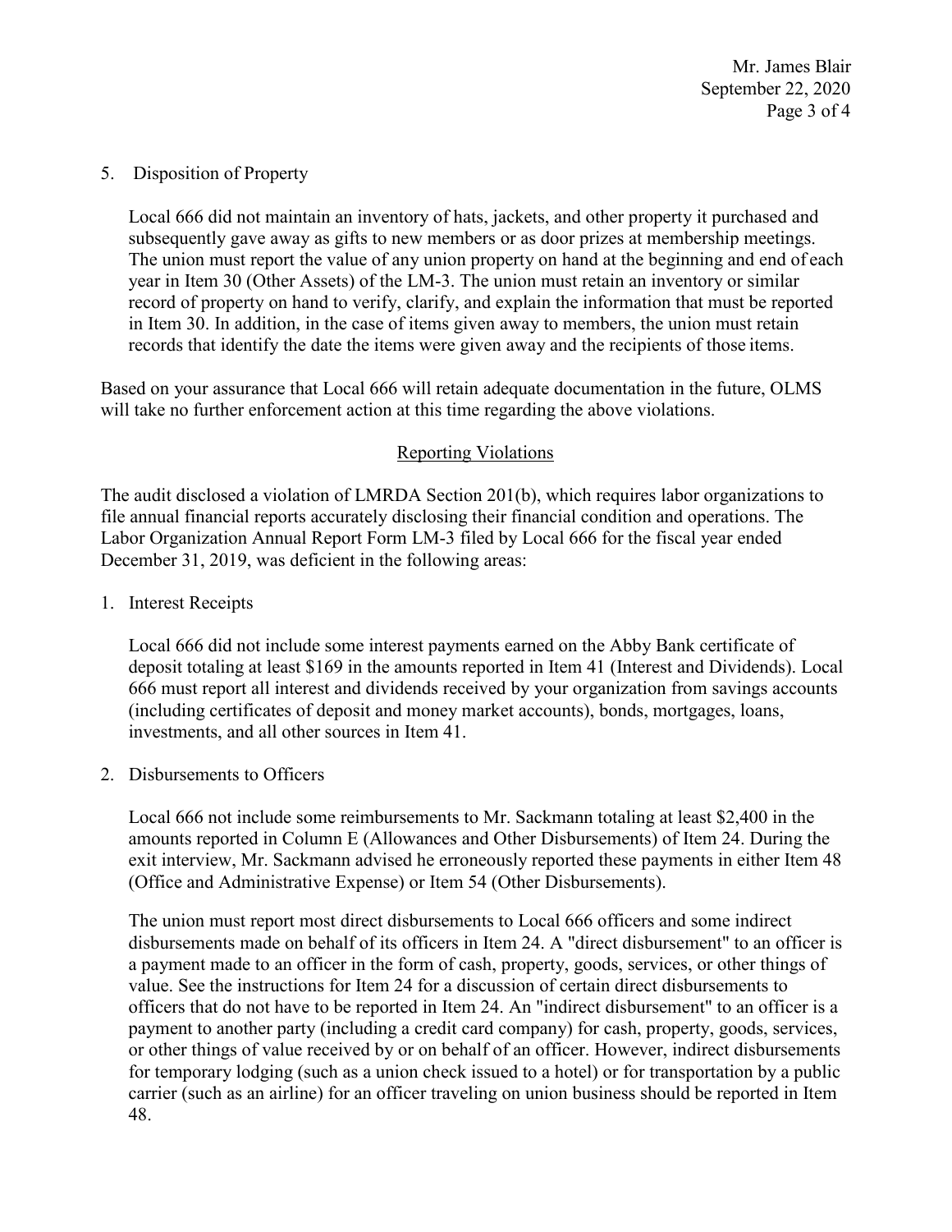5. Disposition of Property

   Local 666 did not maintain an inventory of hats, jackets, and other property it purchased and subsequently gave away as gifts to new members or as door prizes at membership meetings. The union must report the value of any union property on hand at the beginning and end of each year in Item 30 (Other Assets) of the LM-3. The union must retain an inventory or similar record of property on hand to verify, clarify, and explain the information that must be reported in Item 30. In addition, in the case of items given away to members, the union must retain records that identify the date the items were given away and the recipients of those items.

Based on your assurance that Local 666 will retain adequate documentation in the future, OLMS will take no further enforcement action at this time regarding the above violations.

## Reporting Violations

The audit disclosed a violation of LMRDA Section 201(b), which requires labor organizations to file annual financial reports accurately disclosing their financial condition and operations. The Labor Organization Annual Report Form LM-3 filed by Local 666 for the fiscal year ended December 31, 2019, was deficient in the following areas:

1. Interest Receipts

   Local 666 did not include some interest payments earned on the Abby Bank certificate of deposit totaling at least $169 in the amounts reported in Item 41 (Interest and Dividends). Local 666 must report all interest and dividends received by your organization from savings accounts (including certificates of deposit and money market accounts), bonds, mortgages, loans, investments, and all other sources in Item 41.

2. Disbursements to Officers

   Local 666 not include some reimbursements to Mr. Sackmann totaling at least $2,400 in the amounts reported in Column E (Allowances and Other Disbursements) of Item 24. During the exit interview, Mr. Sackmann advised he erroneously reported these payments in either Item 48 (Office and Administrative Expense) or Item 54 (Other Disbursements).

   The union must report most direct disbursements to Local 666 officers and some indirect disbursements made on behalf of its officers in Item 24. A "direct disbursement" to an officer is a payment made to an officer in the form of cash, property, goods, services, or other things of value. See the instructions for Item 24 for a discussion of certain direct disbursements to officers that do not have to be reported in Item 24. An "indirect disbursement" to an officer is a payment to another party (including a credit card company) for cash, property, goods, services, or other things of value received by or on behalf of an officer. However, indirect disbursements for temporary lodging (such as a union check issued to a hotel) or for transportation by a public carrier (such as an airline) for an officer traveling on union business should be reported in Item 48.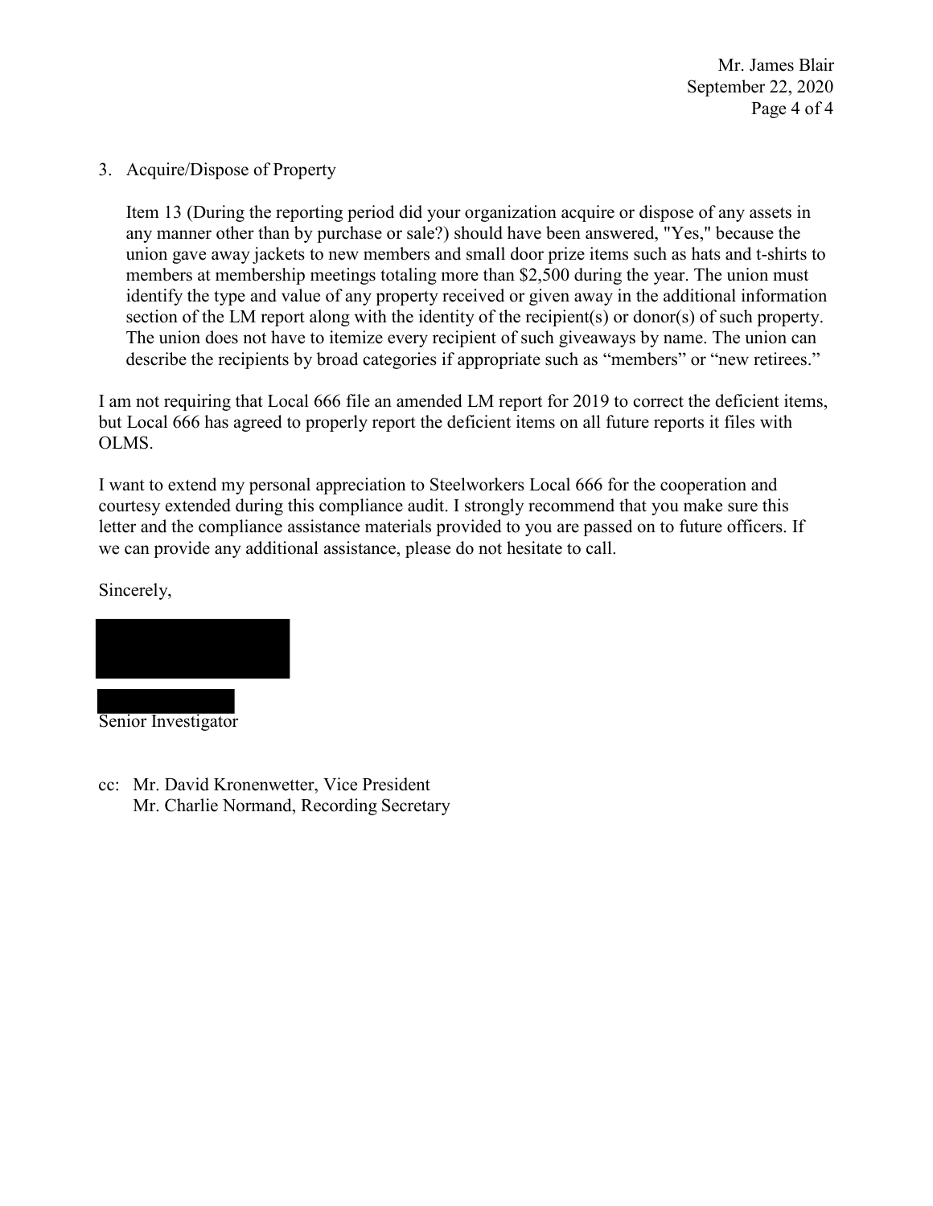3. Acquire/Dispose of Property

   Item 13 (During the reporting period did your organization acquire or dispose of any assets in any manner other than by purchase or sale?) should have been answered, "Yes," because the union gave away jackets to new members and small door prize items such as hats and t-shirts to members at membership meetings totaling more than $2,500 during the year. The union must identify the type and value of any property received or given away in the additional information section of the LM report along with the identity of the recipient(s) or donor(s) of such property. The union does not have to itemize every recipient of such giveaways by name. The union can describe the recipients by broad categories if appropriate such as "members" or "new retirees."

I am not requiring that Local 666 file an amended LM report for 2019 to correct the deficient items, but Local 666 has agreed to properly report the deficient items on all future reports it files with OLMS.

I want to extend my personal appreciation to Steelworkers Local 666 for the cooperation and courtesy extended during this compliance audit. I strongly recommend that you make sure this letter and the compliance assistance materials provided to you are passed on to future officers. If we can provide any additional assistance, please do not hesitate to call.

Sincerely,

Senior Investigator

cc: Mr. David Kronenwetter, Vice President
    Mr. Charlie Normand, Recording Secretary